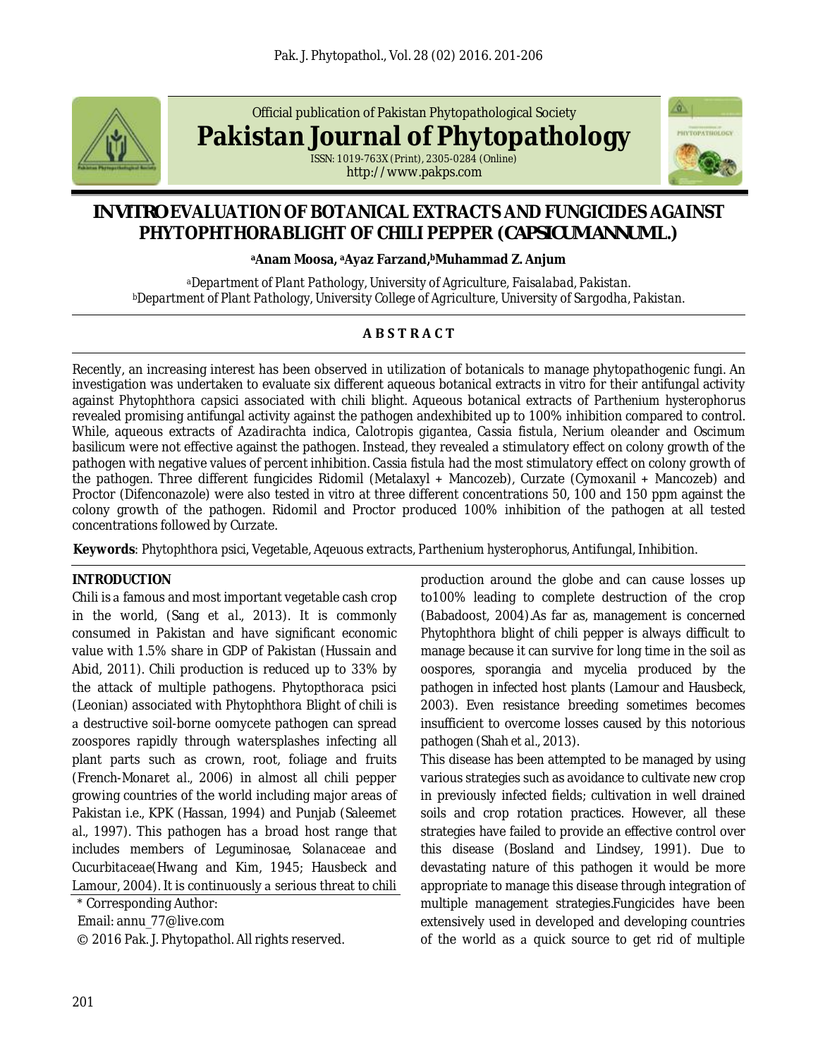Official publication of Pakistan Phytopathological Society

# Pakistan Journal of Phytopathology

ISSN: 1019-763X (Print), 2305-0284 (Online)
http://www.pakps.com

# IN VITRO EVALUATION OF BOTANICAL EXTRACTS AND FUNGICIDES AGAINST PHYTOPHTHORA BLIGHT OF CHILI PEPPER (CAPSICUM ANNUM L.)

**[a]Anam Moosa, [a]Ayaz Farzand, [b]Muhammad Z. Anjum**

[a]*Department of Plant Pathology, University of Agriculture, Faisalabad, Pakistan.*
[b]*Department of Plant Pathology, University College of Agriculture, University of Sargodha, Pakistan.*

## ABSTRACT

Recently, an increasing interest has been observed in utilization of botanicals to manage phytopathogenic fungi. An investigation was undertaken to evaluate six different aqueous botanical extracts in vitro for their antifungal activity against *Phytophthora capsici* associated with chili blight. Aqueous botanical extracts of *Parthenium hysterophorus* revealed promising antifungal activity against the pathogen andexhibited up to 100% inhibition compared to control. While, aqueous extracts of *Azadirachta indica*, *Calotropis gigantea*, *Cassia fistula*, *Nerium oleander* and *Oscimum basilicum* were not effective against the pathogen. Instead, they revealed a stimulatory effect on colony growth of the pathogen with negative values of percent inhibition. *Cassia fistula* had the most stimulatory effect on colony growth of the pathogen. Three different fungicides Ridomil (Metalaxyl + Mancozeb), Curzate (Cymoxanil + Mancozeb) and Proctor (Difenconazole) were also tested in vitro at three different concentrations 50, 100 and 150 ppm against the colony growth of the pathogen. Ridomil and Proctor produced 100% inhibition of the pathogen at all tested concentrations followed by Curzate.

**Keywords**: Phytophthora psici, Vegetable, Aqeuous extracts, *Parthenium hysterophorus*, Antifungal, Inhibition.

## INTRODUCTION

Chili is a famous and most important vegetable cash crop in the world, (Sang *et al.*, 2013). It is commonly consumed in Pakistan and have significant economic value with 1.5% share in GDP of Pakistan (Hussain and Abid, 2011). Chili production is reduced up to 33% by the attack of multiple pathogens. *Phytopthoraca psici* (Leonian) associated with Phytophthora Blight of chili is a destructive soil-borne oomycete pathogen can spread zoospores rapidly through watersplashes infecting all plant parts such as crown, root, foliage and fruits (French-Monaret *al.*, 2006) in almost all chili pepper growing countries of the world including major areas of Pakistan i.e., KPK (Hassan, 1994) and Punjab (Saleemet *al.*, 1997). This pathogen has a broad host range that includes members of *Leguminosae*, *Solanaceae* and *Cucurbitaceae*(Hwang and Kim, 1945; Hausbeck and Lamour, 2004). It is continuously a serious threat to chili production around the globe and can cause losses up to100% leading to complete destruction of the crop (Babadoost, 2004).As far as, management is concerned Phytophthora blight of chili pepper is always difficult to manage because it can survive for long time in the soil as oospores, sporangia and mycelia produced by the pathogen in infected host plants (Lamour and Hausbeck, 2003). Even resistance breeding sometimes becomes insufficient to overcome losses caused by this notorious pathogen (Shah *et al.*, 2013).

This disease has been attempted to be managed by using various strategies such as avoidance to cultivate new crop in previously infected fields; cultivation in well drained soils and crop rotation practices. However, all these strategies have failed to provide an effective control over this disease (Bosland and Lindsey, 1991). Due to devastating nature of this pathogen it would be more appropriate to manage this disease through integration of multiple management strategies.Fungicides have been extensively used in developed and developing countries of the world as a quick source to get rid of multiple

\* Corresponding Author:
Email: annu_77@live.com
© 2016 Pak. J. Phytopathol. All rights reserved.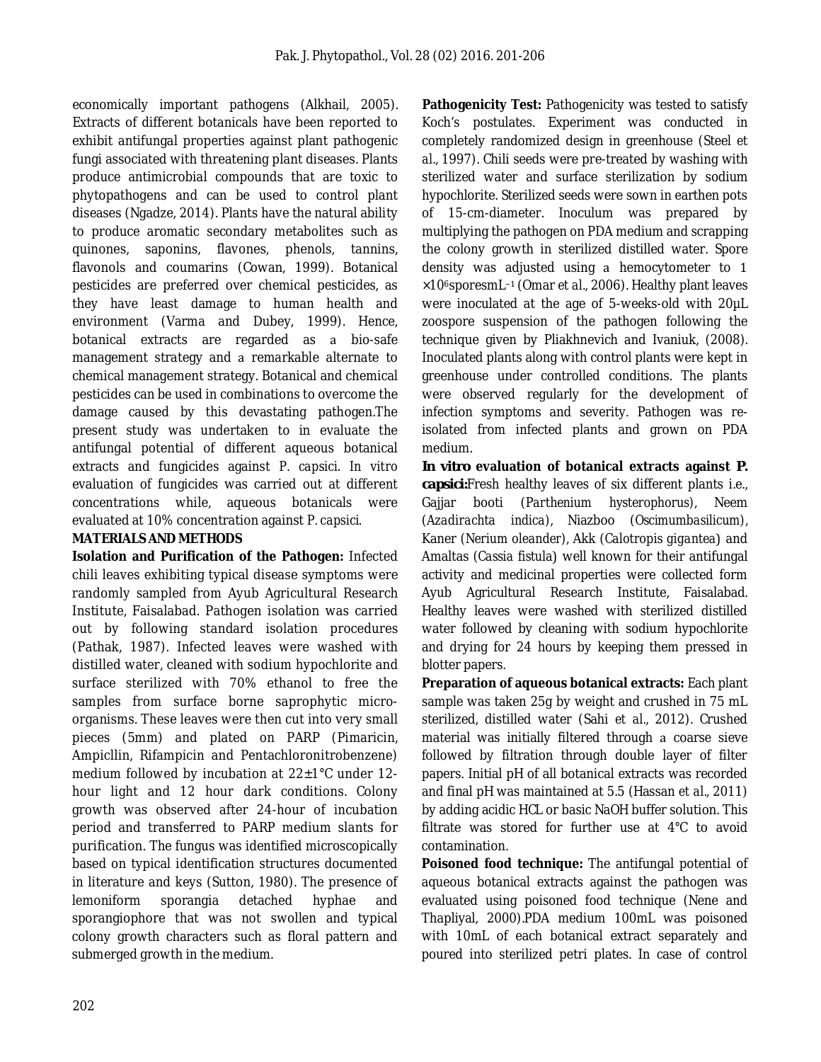economically important pathogens (Alkhail, 2005). Extracts of different botanicals have been reported to exhibit antifungal properties against plant pathogenic fungi associated with threatening plant diseases. Plants produce antimicrobial compounds that are toxic to phytopathogens and can be used to control plant diseases (Ngadze, 2014). Plants have the natural ability to produce aromatic secondary metabolites such as quinones, saponins, flavones, phenols, tannins, flavonols and coumarins (Cowan, 1999). Botanical pesticides are preferred over chemical pesticides, as they have least damage to human health and environment (Varma and Dubey, 1999). Hence, botanical extracts are regarded as a bio-safe management strategy and a remarkable alternate to chemical management strategy. Botanical and chemical pesticides can be used in combinations to overcome the damage caused by this devastating pathogen.The present study was undertaken to in evaluate the antifungal potential of different aqueous botanical extracts and fungicides against *P. capsici*. *In vitro* evaluation of fungicides was carried out at different concentrations while, aqueous botanicals were evaluated at 10% concentration against *P. capsici*.

## MATERIALS AND METHODS

**Isolation and Purification of the Pathogen:** Infected chili leaves exhibiting typical disease symptoms were randomly sampled from Ayub Agricultural Research Institute, Faisalabad. Pathogen isolation was carried out by following standard isolation procedures (Pathak, 1987). Infected leaves were washed with distilled water, cleaned with sodium hypochlorite and surface sterilized with 70% ethanol to free the samples from surface borne saprophytic micro-organisms. These leaves were then cut into very small pieces (5mm) and plated on PARP (Pimaricin, Ampicllin, Rifampicin and Pentachloronitrobenzene) medium followed by incubation at 22±1°C under 12-hour light and 12 hour dark conditions. Colony growth was observed after 24-hour of incubation period and transferred to PARP medium slants for purification. The fungus was identified microscopically based on typical identification structures documented in literature and keys (Sutton, 1980). The presence of lemoniform sporangia detached hyphae and sporangiophore that was not swollen and typical colony growth characters such as floral pattern and submerged growth in the medium.

**Pathogenicity Test:** Pathogenicity was tested to satisfy Koch's postulates. Experiment was conducted in completely randomized design in greenhouse (Steel *et al.*, 1997). Chili seeds were pre-treated by washing with sterilized water and surface sterilization by sodium hypochlorite. Sterilized seeds were sown in earthen pots of 15-cm-diameter. Inoculum was prepared by multiplying the pathogen on PDA medium and scrapping the colony growth in sterilized distilled water. Spore density was adjusted using a hemocytometer to $1 \times 10^6$ sporesmL$^{-1}$ (Omar *et al.*, 2006). Healthy plant leaves were inoculated at the age of 5-weeks-old with 20µL zoospore suspension of the pathogen following the technique given by Pliakhnevich and Ivaniuk, (2008). Inoculated plants along with control plants were kept in greenhouse under controlled conditions. The plants were observed regularly for the development of infection symptoms and severity. Pathogen was re-isolated from infected plants and grown on PDA medium.

***In vitro* evaluation of botanical extracts against *P. capsici*:** Fresh healthy leaves of six different plants i.e., Gajjar booti (*Parthenium hysterophorus*), Neem (*Azadirachta indica*), Niazboo (*Oscimumbasilicum*), Kaner (*Nerium oleander*), Akk (*Calotropis gigantea*) and Amaltas (*Cassia fistula*) well known for their antifungal activity and medicinal properties were collected form Ayub Agricultural Research Institute, Faisalabad. Healthy leaves were washed with sterilized distilled water followed by cleaning with sodium hypochlorite and drying for 24 hours by keeping them pressed in blotter papers.

**Preparation of aqueous botanical extracts:** Each plant sample was taken 25g by weight and crushed in 75 mL sterilized, distilled water (Sahi *et al.*, 2012). Crushed material was initially filtered through a coarse sieve followed by filtration through double layer of filter papers. Initial pH of all botanical extracts was recorded and final pH was maintained at 5.5 (Hassan *et al.*, 2011) by adding acidic HCL or basic NaOH buffer solution. This filtrate was stored for further use at 4°C to avoid contamination.

**Poisoned food technique:** The antifungal potential of aqueous botanical extracts against the pathogen was evaluated using poisoned food technique (Nene and Thapliyal, 2000).PDA medium 100mL was poisoned with 10mL of each botanical extract separately and poured into sterilized petri plates. In case of control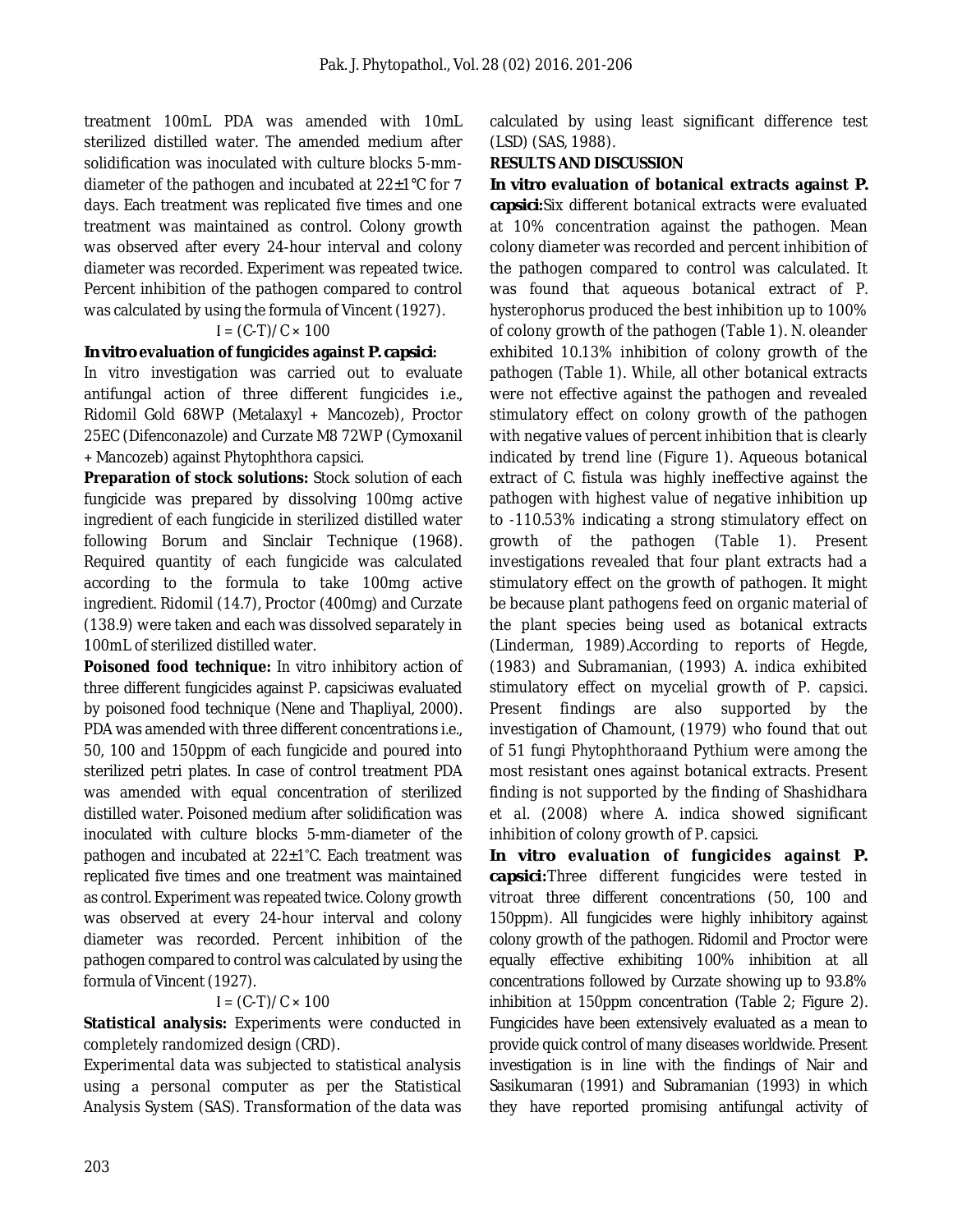treatment 100mL PDA was amended with 10mL sterilized distilled water. The amended medium after solidification was inoculated with culture blocks 5-mm-diameter of the pathogen and incubated at 22±1°C for 7 days. Each treatment was replicated five times and one treatment was maintained as control. Colony growth was observed after every 24-hour interval and colony diameter was recorded. Experiment was repeated twice. Percent inhibition of the pathogen compared to control was calculated by using the formula of Vincent (1927).

$$I = (C-T)/C \times 100$$

**In vitro evaluation of fungicides against *P. capsici*:** In vitro investigation was carried out to evaluate antifungal action of three different fungicides i.e., Ridomil Gold 68WP (Metalaxyl + Mancozeb), Proctor 25EC (Difenconazole) and Curzate M8 72WP (Cymoxanil + Mancozeb) against *Phytophthora capsici*.

**Preparation of stock solutions:** Stock solution of each fungicide was prepared by dissolving 100mg active ingredient of each fungicide in sterilized distilled water following Borum and Sinclair Technique (1968). Required quantity of each fungicide was calculated according to the formula to take 100mg active ingredient. Ridomil (14.7), Proctor (400mg) and Curzate (138.9) were taken and each was dissolved separately in 100mL of sterilized distilled water.

**Poisoned food technique:** In vitro inhibitory action of three different fungicides against *P. capsici*was evaluated by poisoned food technique (Nene and Thapliyal, 2000). PDA was amended with three different concentrations i.e., 50, 100 and 150ppm of each fungicide and poured into sterilized petri plates. In case of control treatment PDA was amended with equal concentration of sterilized distilled water. Poisoned medium after solidification was inoculated with culture blocks 5-mm-diameter of the pathogen and incubated at 22±1°C. Each treatment was replicated five times and one treatment was maintained as control. Experiment was repeated twice. Colony growth was observed at every 24-hour interval and colony diameter was recorded. Percent inhibition of the pathogen compared to control was calculated by using the formula of Vincent (1927).

$$I = (C-T)/C \times 100$$

**Statistical analysis:** Experiments were conducted in completely randomized design (CRD).

Experimental data was subjected to statistical analysis using a personal computer as per the Statistical Analysis System (SAS). Transformation of the data was calculated by using least significant difference test (LSD) (SAS, 1988).

## RESULTS AND DISCUSSION

**In vitro evaluation of botanical extracts against *P. capsici*:**Six different botanical extracts were evaluated at 10% concentration against the pathogen. Mean colony diameter was recorded and percent inhibition of the pathogen compared to control was calculated. It was found that aqueous botanical extract of *P. hysterophorus* produced the best inhibition up to 100% of colony growth of the pathogen (Table 1). *N. oleander* exhibited 10.13% inhibition of colony growth of the pathogen (Table 1). While, all other botanical extracts were not effective against the pathogen and revealed stimulatory effect on colony growth of the pathogen with negative values of percent inhibition that is clearly indicated by trend line (Figure 1). Aqueous botanical extract of *C. fistula* was highly ineffective against the pathogen with highest value of negative inhibition up to -110.53% indicating a strong stimulatory effect on growth of the pathogen (Table 1). Present investigations revealed that four plant extracts had a stimulatory effect on the growth of pathogen. It might be because plant pathogens feed on organic material of the plant species being used as botanical extracts (Linderman, 1989).According to reports of Hegde, (1983) and Subramanian, (1993) *A. indica* exhibited stimulatory effect on mycelial growth of *P. capsici*. Present findings are also supported by the investigation of Chamount, (1979) who found that out of 51 fungi *Phytophthora*and *Pythium* were among the most resistant ones against botanical extracts. Present finding is not supported by the finding of Shashidhara et al. (2008) where *A. indica* showed significant inhibition of colony growth of *P. capsici*.

**In vitro evaluation of fungicides against *P. capsici*:**Three different fungicides were tested in vitroat three different concentrations (50, 100 and 150ppm). All fungicides were highly inhibitory against colony growth of the pathogen. Ridomil and Proctor were equally effective exhibiting 100% inhibition at all concentrations followed by Curzate showing up to 93.8% inhibition at 150ppm concentration (Table 2; Figure 2). Fungicides have been extensively evaluated as a mean to provide quick control of many diseases worldwide. Present investigation is in line with the findings of Nair and Sasikumaran (1991) and Subramanian (1993) in which they have reported promising antifungal activity of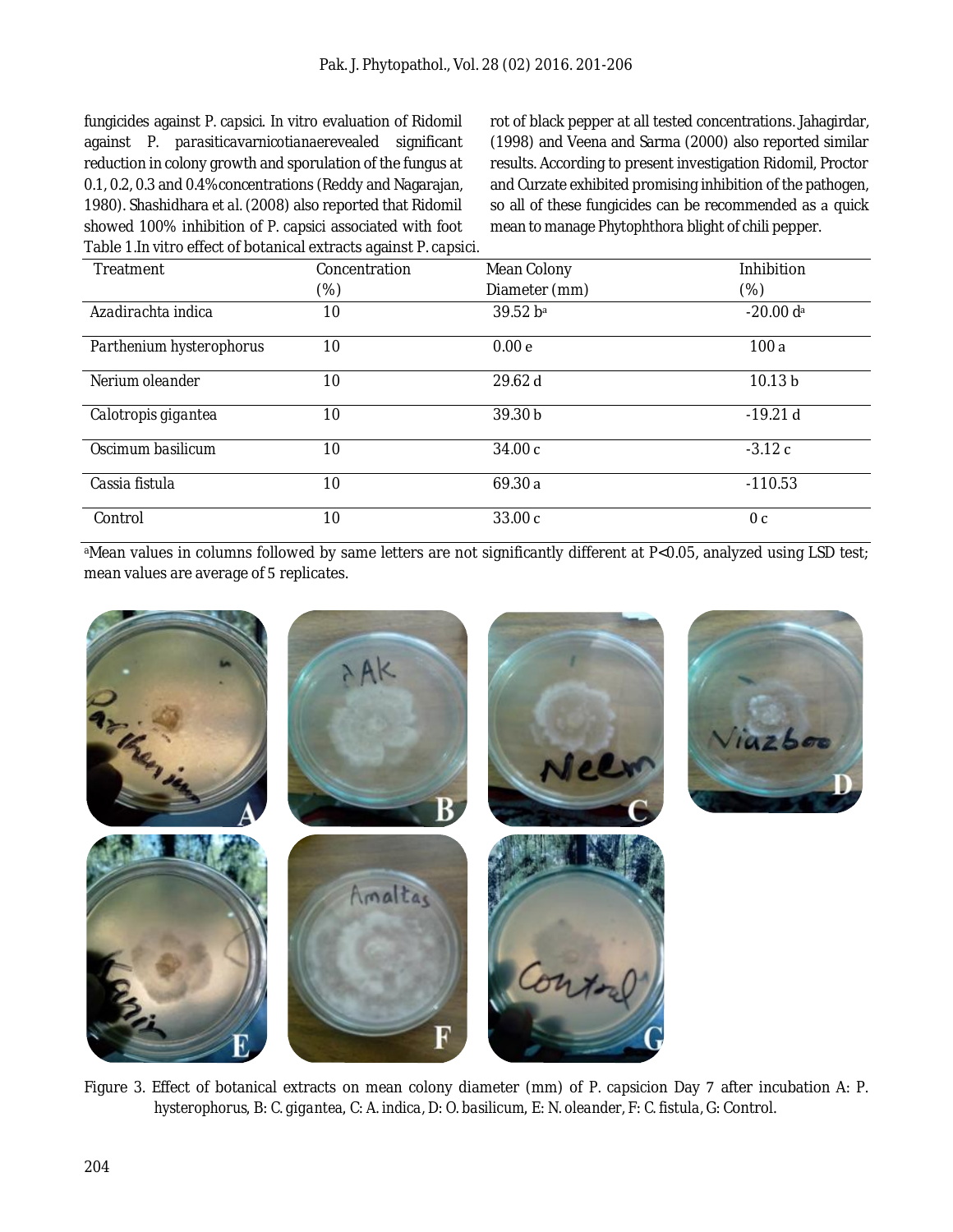fungicides against P. capsici. In vitro evaluation of Ridomil against P. parasiticavarnicotianaerevealed significant reduction in colony growth and sporulation of the fungus at 0.1, 0.2, 0.3 and 0.4% concentrations (Reddy and Nagarajan, 1980). Shashidhara et al. (2008) also reported that Ridomil showed 100% inhibition of P. capsici associated with foot rot of black pepper at all tested concentrations. Jahagirdar, (1998) and Veena and Sarma (2000) also reported similar results. According to present investigation Ridomil, Proctor and Curzate exhibited promising inhibition of the pathogen, so all of these fungicides can be recommended as a quick mean to manage Phytophthora blight of chili pepper.

Table 1.In vitro effect of botanical extracts against P. capsici.

| Treatment | Concentration (%) | Mean Colony Diameter (mm) | Inhibition (%) |
|---|---|---|---|
| *Azadirachta indica* | 10 | 39.52 b[a] | -20.00 d[a] |
| *Parthenium hysterophorus* | 10 | 0.00 e | 100 a |
| *Nerium oleander* | 10 | 29.62 d | 10.13 b |
| *Calotropis gigantea* | 10 | 39.30 b | -19.21 d |
| *Oscimum basilicum* | 10 | 34.00 c | -3.12 c |
| *Cassia fistula* | 10 | 69.30 a | -110.53 |
| Control | 10 | 33.00 c | 0 c |

[a]Mean values in columns followed by same letters are not significantly different at P<0.05, analyzed using LSD test; mean values are average of 5 replicates.

Figure 3. Effect of botanical extracts on mean colony diameter (mm) of P. capsicion Day 7 after incubation A: *P. hysterophorus*, B: *C. gigantea*, C: *A. indica*, D: *O. basilicum*, E: *N. oleander*, F: *C. fistula*, G: Control.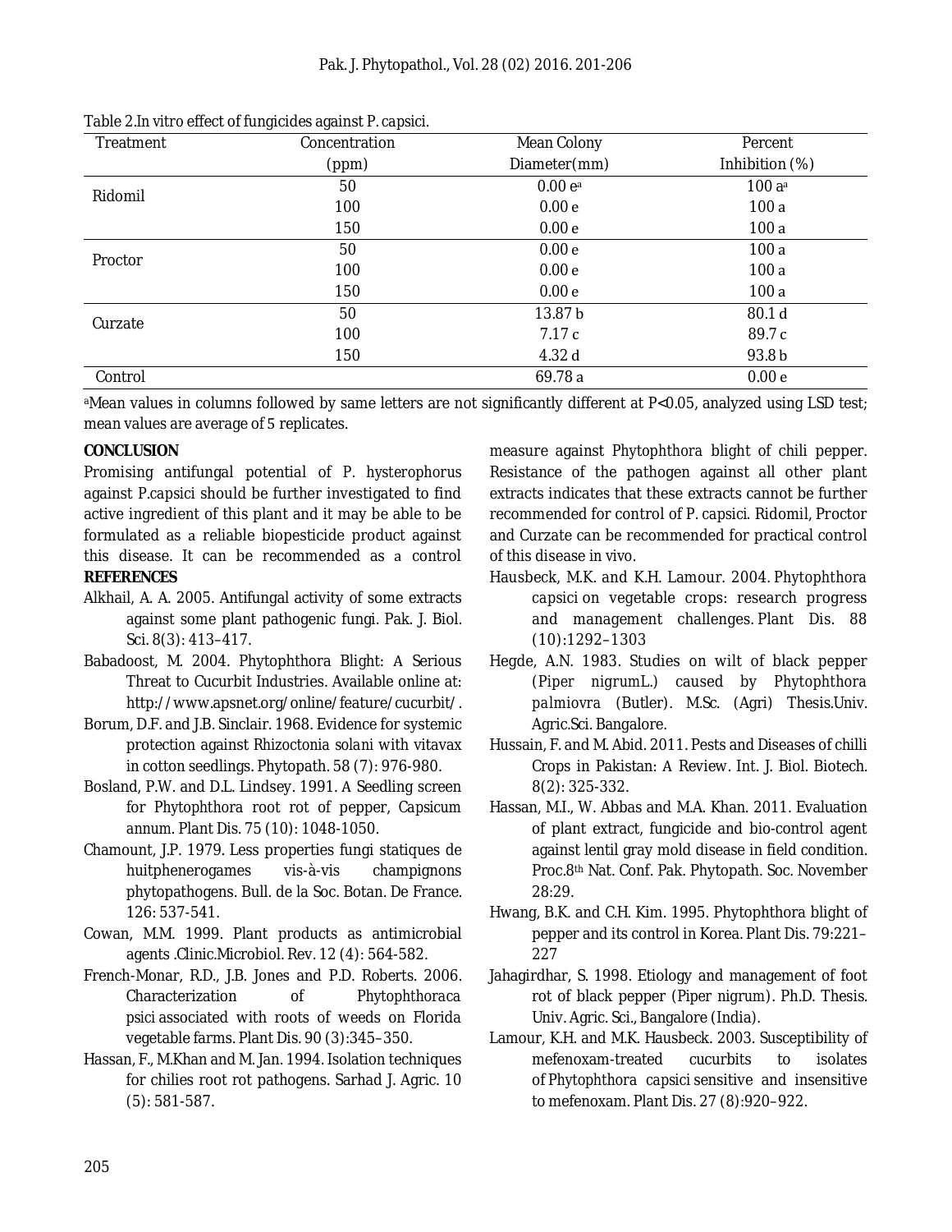Table 2.In vitro effect of fungicides against *P. capsici*.

| Treatment | Concentration (ppm) | Mean Colony Diameter(mm) | Percent Inhibition (%) |
|---|---|---|---|
| Ridomil | 50 | 0.00 e[a] | 100 a[a] |
| | 100 | 0.00 e | 100 a |
| | 150 | 0.00 e | 100 a |
| Proctor | 50 | 0.00 e | 100 a |
| | 100 | 0.00 e | 100 a |
| | 150 | 0.00 e | 100 a |
| Curzate | 50 | 13.87 b | 80.1 d |
| | 100 | 7.17 c | 89.7 c |
| | 150 | 4.32 d | 93.8 b |
| Control | | 69.78 a | 0.00 e |

[a]Mean values in columns followed by same letters are not significantly different at P<0.05, analyzed using LSD test; mean values are average of 5 replicates.

## CONCLUSION

Promising antifungal potential of *P. hysterophorus* against *P.capsici* should be further investigated to find active ingredient of this plant and it may be able to be formulated as a reliable biopesticide product against this disease. It can be recommended as a control measure against Phytophthora blight of chili pepper. Resistance of the pathogen against all other plant extracts indicates that these extracts cannot be further recommended for control of *P. capsici*. Ridomil, Proctor and Curzate can be recommended for practical control of this disease in vivo.

## REFERENCES

Alkhail, A. A. 2005. Antifungal activity of some extracts against some plant pathogenic fungi. Pak. J. Biol. Sci. 8(3): 413–417.

Babadoost, M. 2004. Phytophthora Blight: A Serious Threat to Cucurbit Industries. Available online at: http://www.apsnet.org/online/feature/cucurbit/.

Borum, D.F. and J.B. Sinclair. 1968. Evidence for systemic protection against *Rhizoctonia solani* with vitavax in cotton seedlings. Phytopath. 58 (7): 976-980.

Bosland, P.W. and D.L. Lindsey. 1991. A Seedling screen for Phytophthora root rot of pepper, *Capsicum annum*. Plant Dis. 75 (10): 1048-1050.

Chamount, J.P. 1979. Less properties fungi statiques de huitphenerogames vis-à-vis champignons phytopathogens. Bull. de la Soc. Botan. De France. 126: 537-541.

Cowan, M.M. 1999. Plant products as antimicrobial agents .Clinic.Microbiol. Rev. 12 (4): 564-582.

French-Monar, R.D., J.B. Jones and P.D. Roberts. 2006. Characterization of *Phytophthoraca psici* associated with roots of weeds on Florida vegetable farms. Plant Dis. 90 (3):345–350.

Hassan, F., M.Khan and M. Jan. 1994. Isolation techniques for chilies root rot pathogens. Sarhad J. Agric. 10 (5): 581-587.

Hausbeck, M.K. and K.H. Lamour. 2004. *Phytophthora capsici* on vegetable crops: research progress and management challenges. Plant Dis. 88 (10):1292–1303

Hegde, A.N. 1983. Studies on wilt of black pepper (*Piper nigrum*L.) caused by *Phytophthora palmiovra* (Butler). M.Sc. (Agri) Thesis.Univ. Agric.Sci. Bangalore.

Hussain, F. and M. Abid. 2011. Pests and Diseases of chilli Crops in Pakistan: A Review. Int. J. Biol. Biotech. 8(2): 325-332.

Hassan, M.I., W. Abbas and M.A. Khan. 2011. Evaluation of plant extract, fungicide and bio-control agent against lentil gray mold disease in field condition. Proc.8th Nat. Conf. Pak. Phytopath. Soc. November 28:29.

Hwang, B.K. and C.H. Kim. 1995. Phytophthora blight of pepper and its control in Korea. Plant Dis. 79:221–227

Jahagirdhar, S. 1998. Etiology and management of foot rot of black pepper (*Piper nigrum*). Ph.D. Thesis. Univ. Agric. Sci., Bangalore (India).

Lamour, K.H. and M.K. Hausbeck. 2003. Susceptibility of mefenoxam-treated cucurbits to isolates of *Phytophthora capsici* sensitive and insensitive to mefenoxam. Plant Dis. 27 (8):920–922.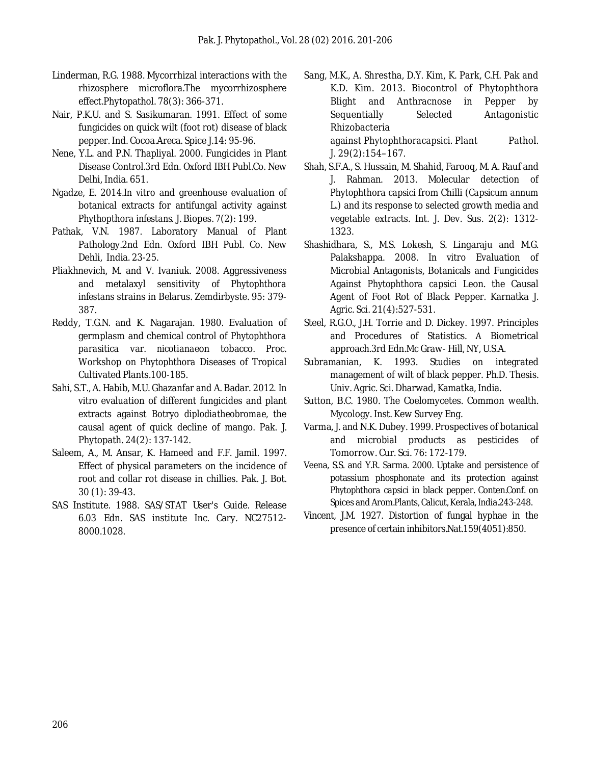Linderman, R.G. 1988. Mycorrhizal interactions with the rhizosphere microflora.The mycorrhizosphere effect.Phytopathol. 78(3): 366-371.

Nair, P.K.U. and S. Sasikumaran. 1991. Effect of some fungicides on quick wilt (foot rot) disease of black pepper. Ind. Cocoa.Areca. Spice J.14: 95-96.

Nene, Y.L. and P.N. Thapliyal. 2000. Fungicides in Plant Disease Control.3rd Edn. Oxford IBH Publ.Co. New Delhi, India. 651.

Ngadze, E. 2014.In vitro and greenhouse evaluation of botanical extracts for antifungal activity against Phythopthora infestans. J. Biopes. 7(2): 199.

Pathak, V.N. 1987. Laboratory Manual of Plant Pathology.2nd Edn. Oxford IBH Publ. Co. New Dehli, India. 23-25.

Pliakhnevich, M. and V. Ivaniuk. 2008. Aggressiveness and metalaxyl sensitivity of Phytophthora infestans strains in Belarus. Zemdirbyste. 95: 379-387.

Reddy, T.G.N. and K. Nagarajan. 1980. Evaluation of germplasm and chemical control of *Phytophthora parasitica* var. *nicotianae*on tobacco. Proc. Workshop on Phytophthora Diseases of Tropical Cultivated Plants.100-185.

Sahi, S.T., A. Habib, M.U. Ghazanfar and A. Badar. 2012. In vitro evaluation of different fungicides and plant extracts against *Botryo diplodiatheobromae*, the causal agent of quick decline of mango. Pak. J. Phytopath. 24(2): 137-142.

Saleem, A., M. Ansar, K. Hameed and F.F. Jamil. 1997. Effect of physical parameters on the incidence of root and collar rot disease in chillies. Pak. J. Bot. 30 (1): 39-43.

SAS Institute. 1988. SAS/STAT User's Guide. Release 6.03 Edn. SAS institute Inc. Cary. NC27512-8000.1028.

Sang, M.K., A. Shrestha, D.Y. Kim, K. Park, C.H. Pak and K.D. Kim. 2013. Biocontrol of Phytophthora Blight and Anthracnose in Pepper by Sequentially Selected Antagonistic Rhizobacteria against *Phytophthoracapsici*. Plant Pathol. J. 29(2):154–167.

Shah, S.F.A., S. Hussain, M. Shahid, Farooq, M. A. Rauf and J. Rahman. 2013. Molecular detection of *Phytophthora capsici* from Chilli (*Capsicum annum* L.) and its response to selected growth media and vegetable extracts. Int. J. Dev. Sus. 2(2): 1312-1323.

Shashidhara, S., M.S. Lokesh, S. Lingaraju and M.G. Palakshappa. 2008. In vitro Evaluation of Microbial Antagonists, Botanicals and Fungicides Against *Phytophthora capsici* Leon. the Causal Agent of Foot Rot of Black Pepper. Karnatka J. Agric. Sci. 21(4):527-531.

Steel, R.G.O., J.H. Torrie and D. Dickey. 1997. Principles and Procedures of Statistics. A Biometrical approach.3rd Edn.Mc Graw- Hill, NY, U.S.A.

Subramanian, K. 1993. Studies on integrated management of wilt of black pepper. Ph.D. Thesis. Univ. Agric. Sci. Dharwad, Kamatka, India.

Sutton, B.C. 1980. The Coelomycetes. Common wealth. Mycology. Inst. Kew Survey Eng.

Varma, J. and N.K. Dubey. 1999. Prospectives of botanical and microbial products as pesticides of Tomorrow. Cur. Sci. 76: 172-179.

Veena, S.S. and Y.R. Sarma. 2000. Uptake and persistence of potassium phosphonate and its protection against *Phytophthora capsici* in black pepper. Conten.Conf. on Spices and Arom.Plants, Calicut, Kerala, India.243-248.

Vincent, J.M. 1927. Distortion of fungal hyphae in the presence of certain inhibitors.Nat.159(4051):850.